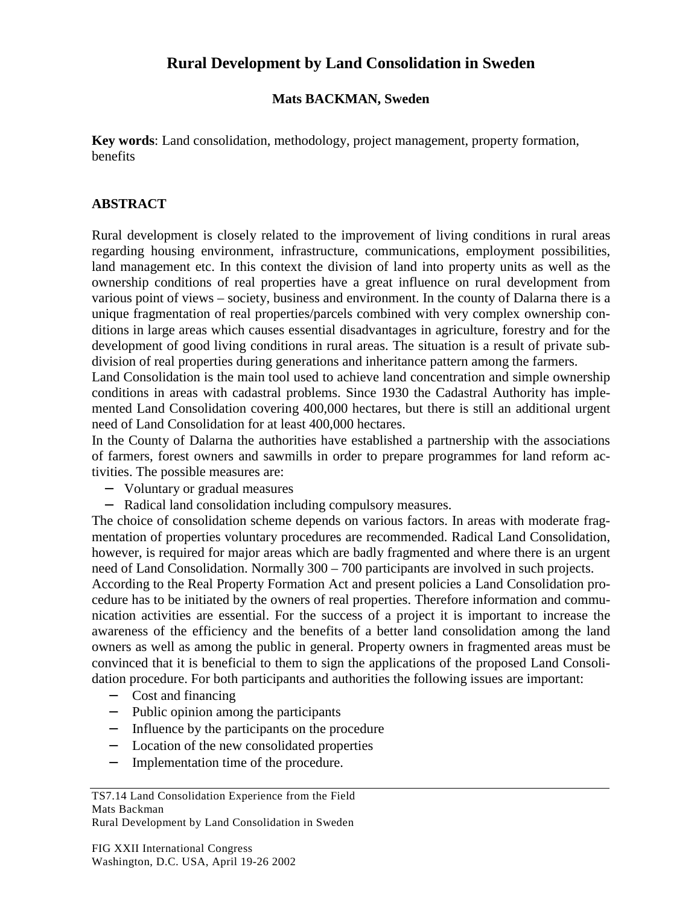# Rural Development by Land Consolidation in Sweden

**Mats BACKMAN, Sweden**

**Key words**: Land consolidation, methodology, project management, property formation, benefits

## ABSTRACT

Rural development is closely related to the improvement of living conditions in rural areas regarding housing environment, infrastructure, communications, employment possibilities, land management etc. In this context the division of land into property units as well as the ownership conditions of real properties have a great influence on rural development from various point of views – society, business and environment. In the county of Dalarna there is a unique fragmentation of real properties/parcels combined with very complex ownership conditions in large areas which causes essential disadvantages in agriculture, forestry and for the development of good living conditions in rural areas. The situation is a result of private subdivision of real properties during generations and inheritance pattern among the farmers.

Land Consolidation is the main tool used to achieve land concentration and simple ownership conditions in areas with cadastral problems. Since 1930 the Cadastral Authority has implemented Land Consolidation covering 400,000 hectares, but there is still an additional urgent need of Land Consolidation for at least 400,000 hectares.

In the County of Dalarna the authorities have established a partnership with the associations of farmers, forest owners and sawmills in order to prepare programmes for land reform activities. The possible measures are:

- Voluntary or gradual measures
- Radical land consolidation including compulsory measures.

The choice of consolidation scheme depends on various factors. In areas with moderate fragmentation of properties voluntary procedures are recommended. Radical Land Consolidation, however, is required for major areas which are badly fragmented and where there is an urgent need of Land Consolidation. Normally 300 – 700 participants are involved in such projects.

According to the Real Property Formation Act and present policies a Land Consolidation procedure has to be initiated by the owners of real properties. Therefore information and communication activities are essential. For the success of a project it is important to increase the awareness of the efficiency and the benefits of a better land consolidation among the land owners as well as among the public in general. Property owners in fragmented areas must be convinced that it is beneficial to them to sign the applications of the proposed Land Consolidation procedure. For both participants and authorities the following issues are important:

- Cost and financing
- Public opinion among the participants
- Influence by the participants on the procedure
- Location of the new consolidated properties
- Implementation time of the procedure.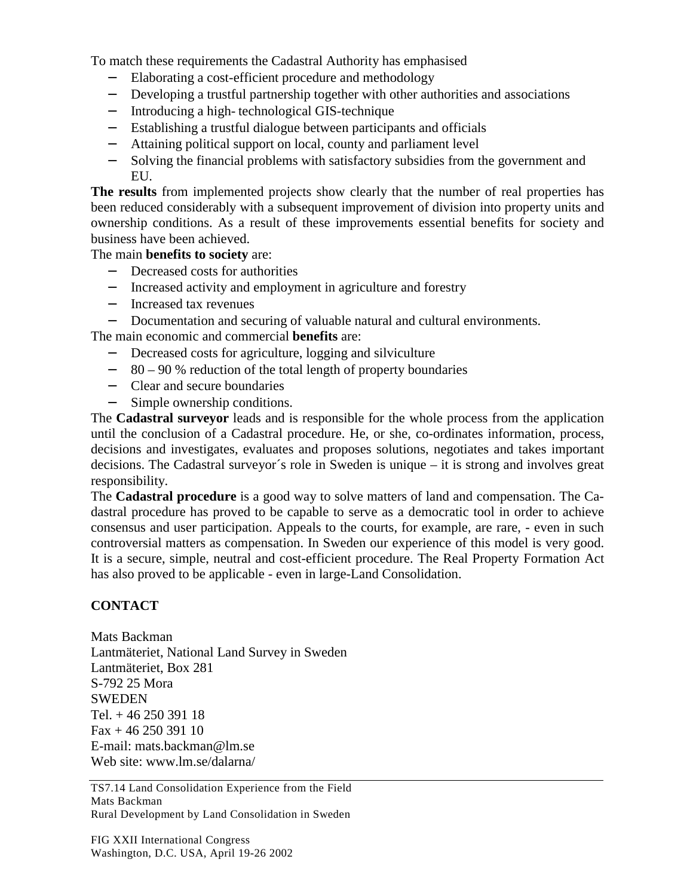To match these requirements the Cadastral Authority has emphasised

- Elaborating a cost-efficient procedure and methodology
- Developing a trustful partnership together with other authorities and associations
- Introducing a high- technological GIS-technique
- Establishing a trustful dialogue between participants and officials
- Attaining political support on local, county and parliament level
- Solving the financial problems with satisfactory subsidies from the government and EU.

**The results** from implemented projects show clearly that the number of real properties has been reduced considerably with a subsequent improvement of division into property units and ownership conditions. As a result of these improvements essential benefits for society and business have been achieved.

The main **benefits to society** are:

- Decreased costs for authorities
- Increased activity and employment in agriculture and forestry
- Increased tax revenues
- Documentation and securing of valuable natural and cultural environments.

The main economic and commercial **benefits** are:

- Decreased costs for agriculture, logging and silviculture
- 80 – 90 % reduction of the total length of property boundaries
- Clear and secure boundaries
- Simple ownership conditions.

The **Cadastral surveyor** leads and is responsible for the whole process from the application until the conclusion of a Cadastral procedure. He, or she, co-ordinates information, process, decisions and investigates, evaluates and proposes solutions, negotiates and takes important decisions. The Cadastral surveyor´s role in Sweden is unique – it is strong and involves great responsibility.

The **Cadastral procedure** is a good way to solve matters of land and compensation. The Cadastral procedure has proved to be capable to serve as a democratic tool in order to achieve consensus and user participation. Appeals to the courts, for example, are rare, - even in such controversial matters as compensation. In Sweden our experience of this model is very good. It is a secure, simple, neutral and cost-efficient procedure. The Real Property Formation Act has also proved to be applicable - even in large-Land Consolidation.

## CONTACT

Mats Backman
Lantmäteriet, National Land Survey in Sweden
Lantmäteriet, Box 281
S-792 25 Mora
SWEDEN
Tel. + 46 250 391 18
Fax + 46 250 391 10
E-mail: mats.backman@lm.se
Web site: www.lm.se/dalarna/